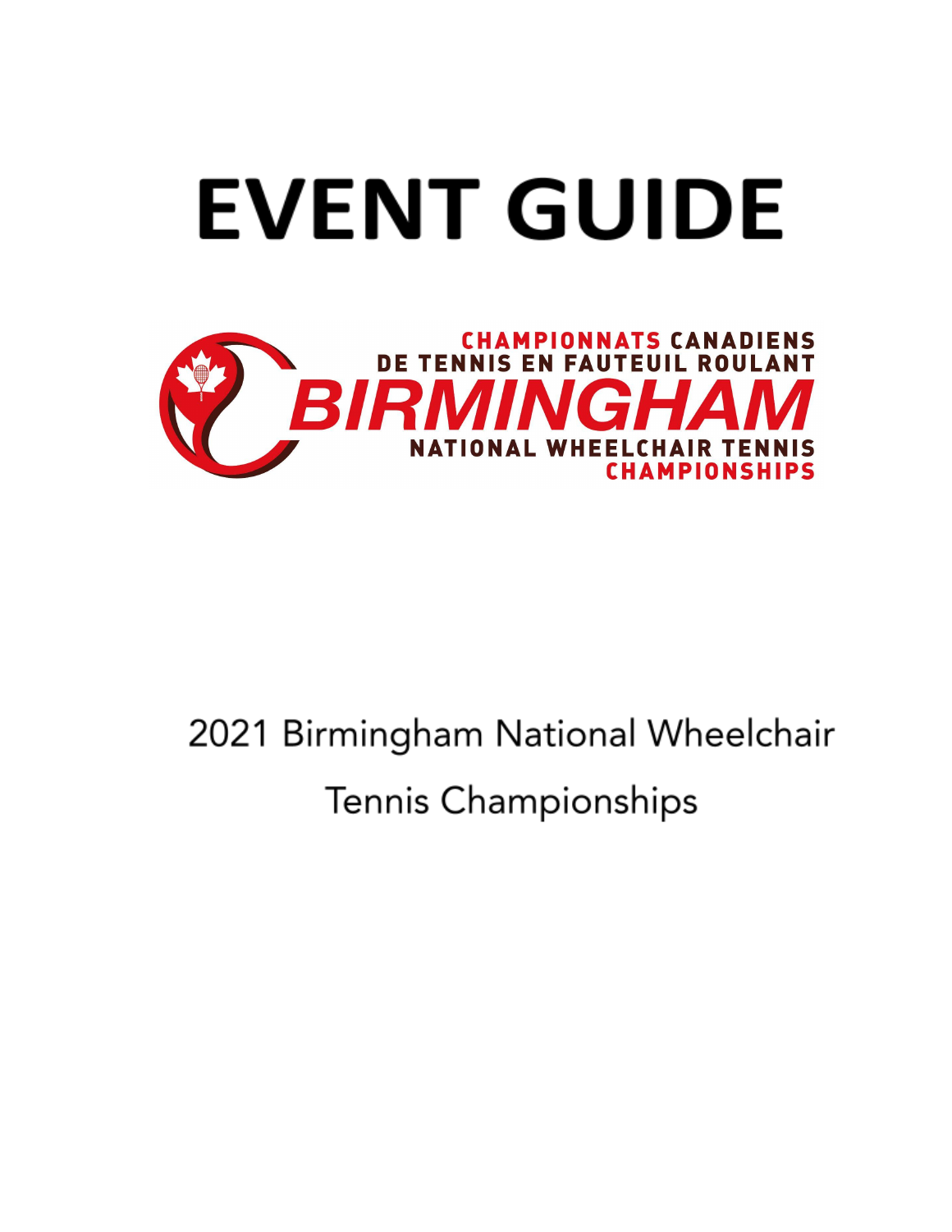# EVENT GUIDE

CHAMPIONNATS CANADIENS DE TENNIS EN FAUTEUIL ROULANT

BIRMINGHAM

NATIONAL WHEELCHAIR TENNIS CHAMPIONSHIPS

2021 Birmingham National Wheelchair Tennis Championships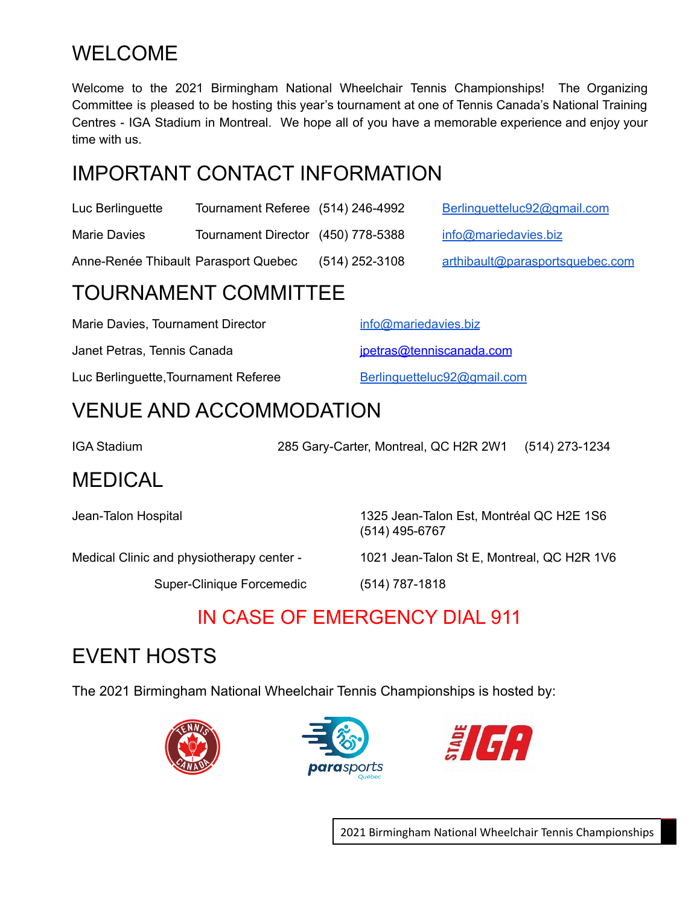# WELCOME

Welcome to the 2021 Birmingham National Wheelchair Tennis Championships! The Organizing Committee is pleased to be hosting this year's tournament at one of Tennis Canada's National Training Centres - IGA Stadium in Montreal. We hope all of you have a memorable experience and enjoy your time with us.

# IMPORTANT CONTACT INFORMATION

| | | | |
|---|---|---|---|
| Luc Berlinguette | Tournament Referee | (514) 246-4992 | Berlinguetteluc92@gmail.com |
| Marie Davies | Tournament Director | (450) 778-5388 | info@mariedavies.biz |
| Anne-Renée Thibault | Parasport Quebec | (514) 252-3108 | arthibault@parasportsquebec.com |

# TOURNAMENT COMMITTEE

| | |
|---|---|
| Marie Davies, Tournament Director | info@mariedavies.biz |
| Janet Petras, Tennis Canada | jpetras@tenniscanada.com |
| Luc Berlinguette, Tournament Referee | Berlinguetteluc92@gmail.com |

# VENUE AND ACCOMMODATION

| | | |
|---|---|---|
| IGA Stadium | 285 Gary-Carter, Montreal, QC H2R 2W1 | (514) 273-1234 |

# MEDICAL

| | |
|---|---|
| Jean-Talon Hospital | 1325 Jean-Talon Est, Montréal QC H2E 1S6<br>(514) 495-6767 |
| Medical Clinic and physiotherapy center - Super-Clinique Forcemedic | 1021 Jean-Talon St E, Montreal, QC H2R 1V6<br>(514) 787-1818 |

**IN CASE OF EMERGENCY DIAL 911**

# EVENT HOSTS

The 2021 Birmingham National Wheelchair Tennis Championships is hosted by: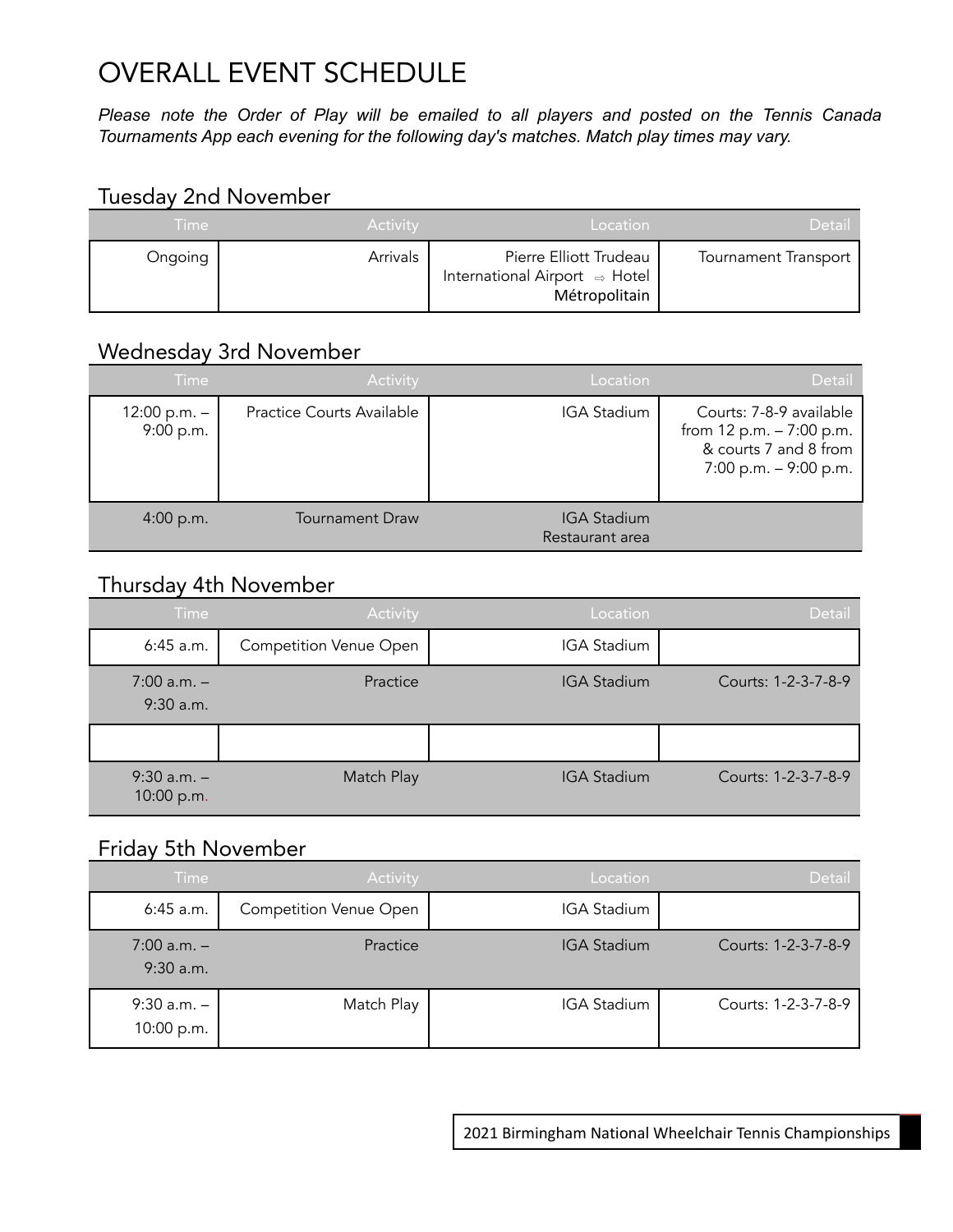# OVERALL EVENT SCHEDULE

*Please note the Order of Play will be emailed to all players and posted on the Tennis Canada Tournaments App each evening for the following day's matches. Match play times may vary.*

## Tuesday 2nd November

| Time | Activity | Location | Detail |
|---|---|---|---|
| Ongoing | Arrivals | Pierre Elliott Trudeau International Airport ⇨ Hotel Métropolitain | Tournament Transport |

## Wednesday 3rd November

| Time | Activity | Location | Detail |
|---|---|---|---|
| 12:00 p.m. – 9:00 p.m. | Practice Courts Available | IGA Stadium | Courts: 7-8-9 available from 12 p.m. – 7:00 p.m. & courts 7 and 8 from 7:00 p.m. – 9:00 p.m. |
| 4:00 p.m. | Tournament Draw | IGA Stadium Restaurant area | |

## Thursday 4th November

| Time | Activity | Location | Detail |
|---|---|---|---|
| 6:45 a.m. | Competition Venue Open | IGA Stadium | |
| 7:00 a.m. – 9:30 a.m. | Practice | IGA Stadium | Courts: 1-2-3-7-8-9 |
| | | | |
| 9:30 a.m. – 10:00 p.m. | Match Play | IGA Stadium | Courts: 1-2-3-7-8-9 |

## Friday 5th November

| Time | Activity | Location | Detail |
|---|---|---|---|
| 6:45 a.m. | Competition Venue Open | IGA Stadium | |
| 7:00 a.m. – 9:30 a.m. | Practice | IGA Stadium | Courts: 1-2-3-7-8-9 |
| 9:30 a.m. – 10:00 p.m. | Match Play | IGA Stadium | Courts: 1-2-3-7-8-9 |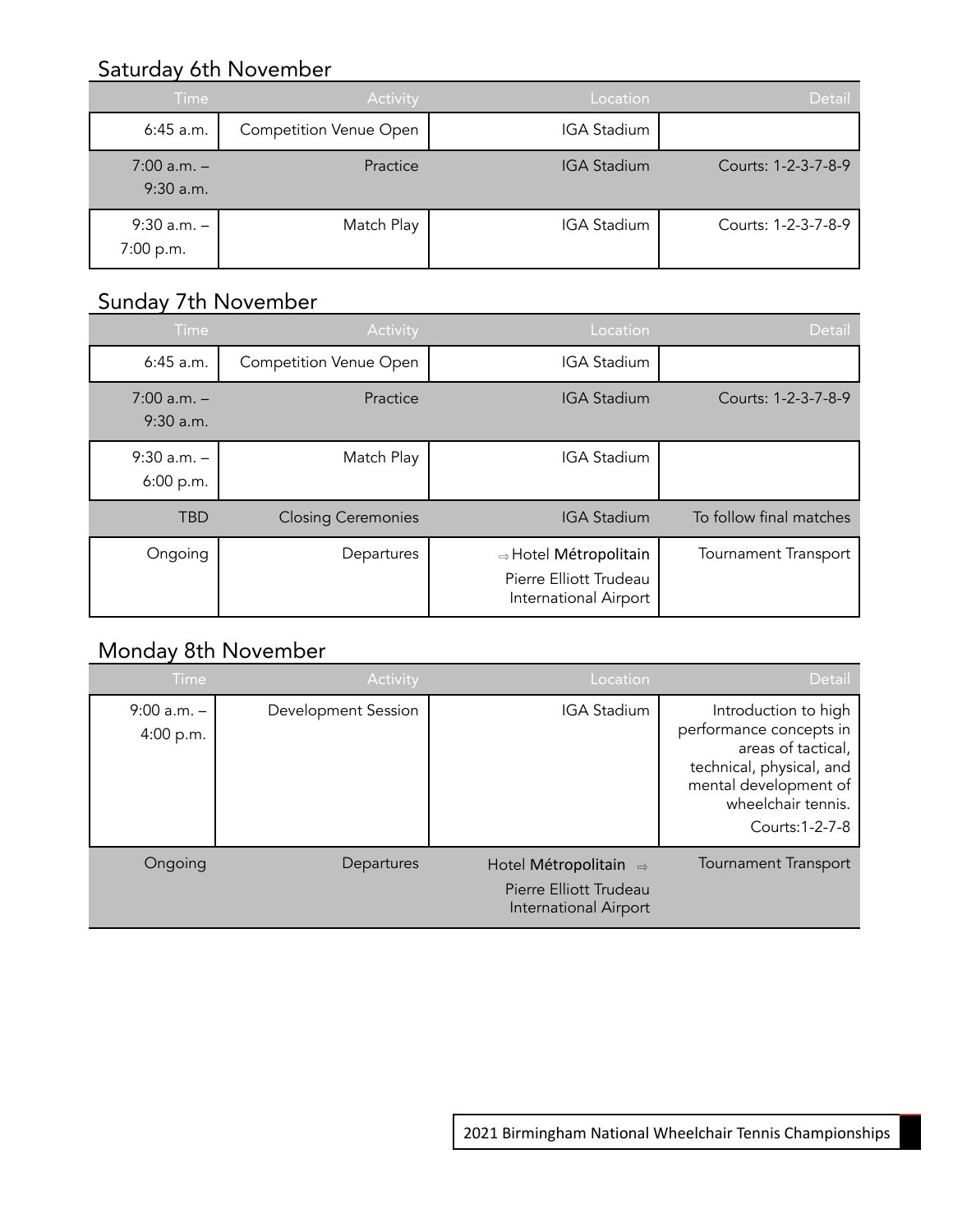## Saturday 6th November

| Time | Activity | Location | Detail |
|---|---|---|---|
| 6:45 a.m. | Competition Venue Open | IGA Stadium | |
| 7:00 a.m. – 9:30 a.m. | Practice | IGA Stadium | Courts: 1-2-3-7-8-9 |
| 9:30 a.m. – 7:00 p.m. | Match Play | IGA Stadium | Courts: 1-2-3-7-8-9 |

## Sunday 7th November

| Time | Activity | Location | Detail |
|---|---|---|---|
| 6:45 a.m. | Competition Venue Open | IGA Stadium | |
| 7:00 a.m. – 9:30 a.m. | Practice | IGA Stadium | Courts: 1-2-3-7-8-9 |
| 9:30 a.m. – 6:00 p.m. | Match Play | IGA Stadium | |
| TBD | Closing Ceremonies | IGA Stadium | To follow final matches |
| Ongoing | Departures | ⇨ Hotel Métropolitain Pierre Elliott Trudeau International Airport | Tournament Transport |

## Monday 8th November

| Time | Activity | Location | Detail |
|---|---|---|---|
| 9:00 a.m. – 4:00 p.m. | Development Session | IGA Stadium | Introduction to high performance concepts in areas of tactical, technical, physical, and mental development of wheelchair tennis. Courts:1-2-7-8 |
| Ongoing | Departures | Hotel Métropolitain ⇨ Pierre Elliott Trudeau International Airport | Tournament Transport |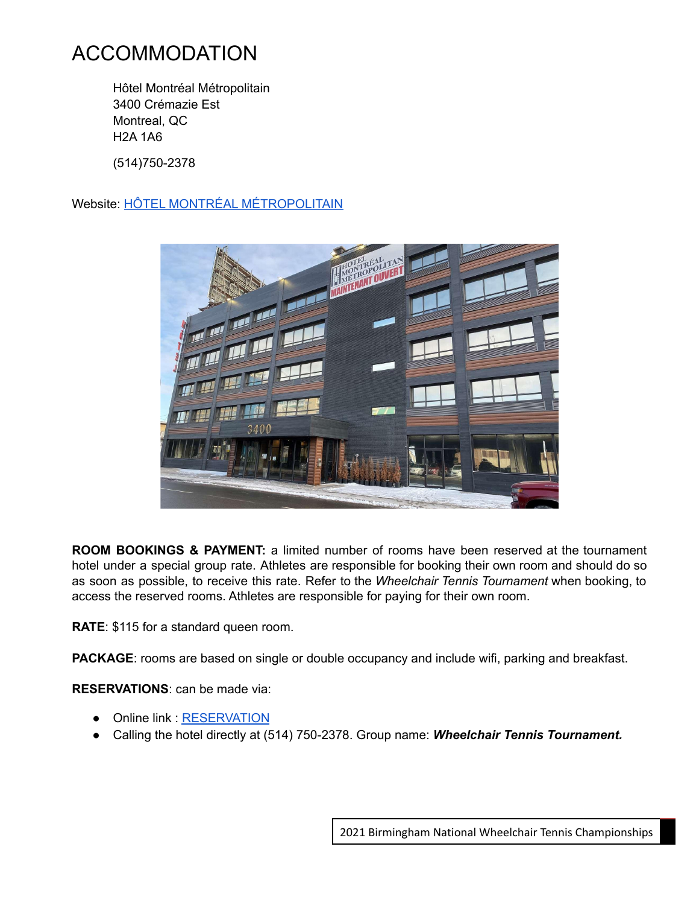# ACCOMMODATION

Hôtel Montréal Métropolitain
3400 Crémazie Est
Montreal, QC
H2A 1A6

(514)750-2378

Website: HÔTEL MONTRÉAL MÉTROPOLITAIN

**ROOM BOOKINGS & PAYMENT:** a limited number of rooms have been reserved at the tournament hotel under a special group rate. Athletes are responsible for booking their own room and should do so as soon as possible, to receive this rate. Refer to the *Wheelchair Tennis Tournament* when booking, to access the reserved rooms. Athletes are responsible for paying for their own room.

**RATE**: $115 for a standard queen room.

**PACKAGE**: rooms are based on single or double occupancy and include wifi, parking and breakfast.

**RESERVATIONS**: can be made via:

- Online link : RESERVATION
- Calling the hotel directly at (514) 750-2378. Group name: ***Wheelchair Tennis Tournament.***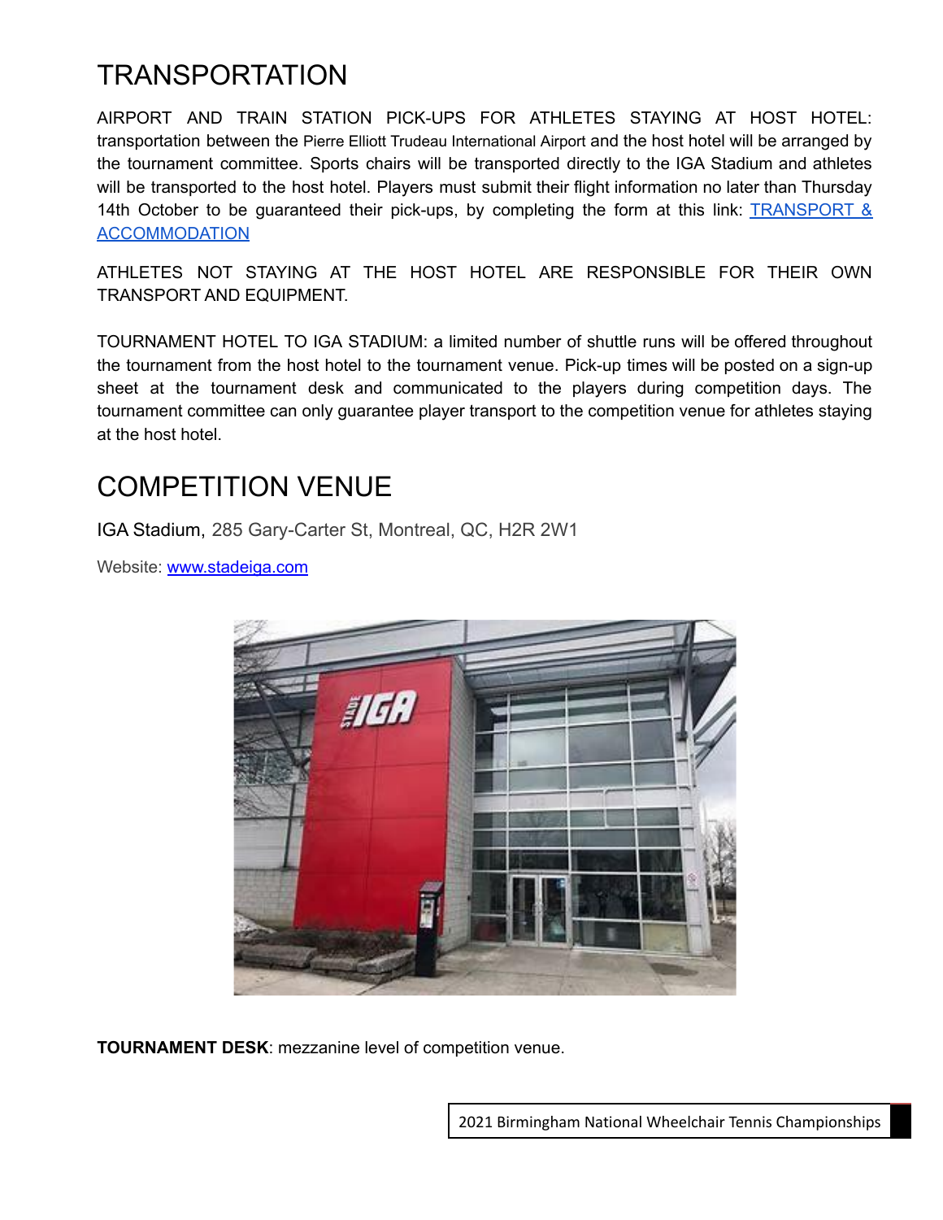# TRANSPORTATION

AIRPORT AND TRAIN STATION PICK-UPS FOR ATHLETES STAYING AT HOST HOTEL: transportation between the Pierre Elliott Trudeau International Airport and the host hotel will be arranged by the tournament committee. Sports chairs will be transported directly to the IGA Stadium and athletes will be transported to the host hotel. Players must submit their flight information no later than Thursday 14th October to be guaranteed their pick-ups, by completing the form at this link: TRANSPORT & ACCOMMODATION

ATHLETES NOT STAYING AT THE HOST HOTEL ARE RESPONSIBLE FOR THEIR OWN TRANSPORT AND EQUIPMENT.

TOURNAMENT HOTEL TO IGA STADIUM: a limited number of shuttle runs will be offered throughout the tournament from the host hotel to the tournament venue. Pick-up times will be posted on a sign-up sheet at the tournament desk and communicated to the players during competition days. The tournament committee can only guarantee player transport to the competition venue for athletes staying at the host hotel.

# COMPETITION VENUE

IGA Stadium, 285 Gary-Carter St, Montreal, QC, H2R 2W1

Website: www.stadeiga.com

**TOURNAMENT DESK**: mezzanine level of competition venue.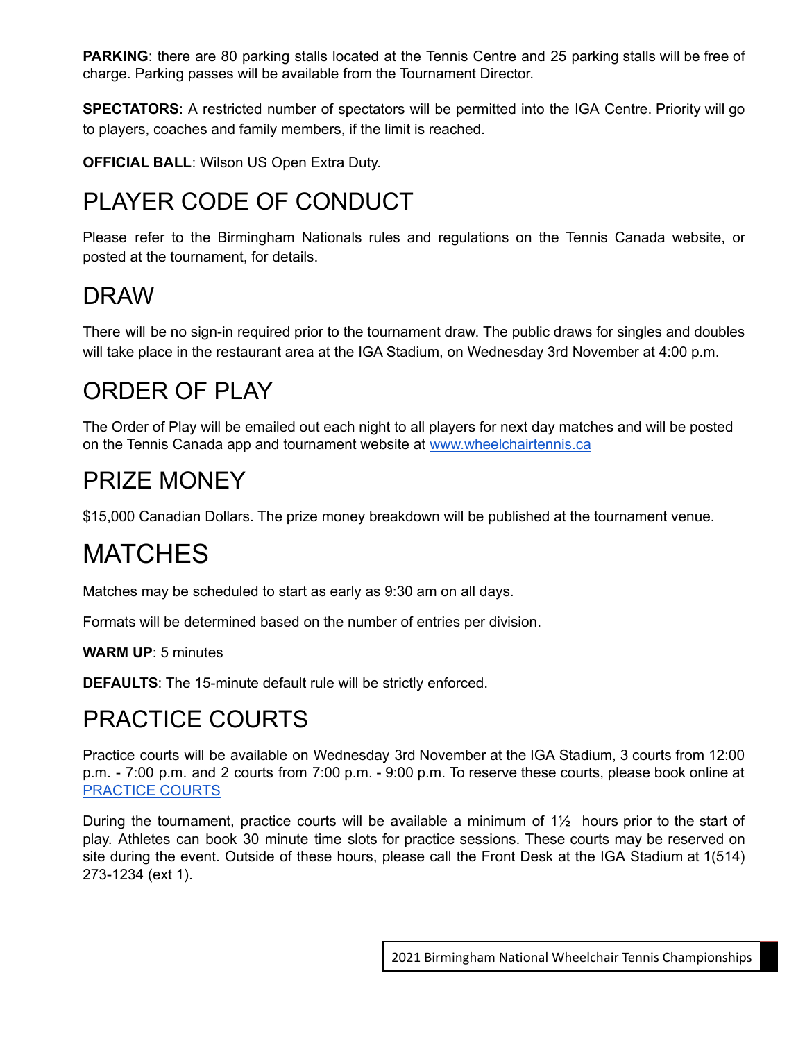**PARKING**: there are 80 parking stalls located at the Tennis Centre and 25 parking stalls will be free of charge. Parking passes will be available from the Tournament Director.

**SPECTATORS**: A restricted number of spectators will be permitted into the IGA Centre. Priority will go to players, coaches and family members, if the limit is reached.

**OFFICIAL BALL**: Wilson US Open Extra Duty.

# PLAYER CODE OF CONDUCT

Please refer to the Birmingham Nationals rules and regulations on the Tennis Canada website, or posted at the tournament, for details.

# DRAW

There will be no sign-in required prior to the tournament draw. The public draws for singles and doubles will take place in the restaurant area at the IGA Stadium, on Wednesday 3rd November at 4:00 p.m.

# ORDER OF PLAY

The Order of Play will be emailed out each night to all players for next day matches and will be posted on the Tennis Canada app and tournament website at [www.wheelchairtennis.ca](http://www.wheelchairtennis.ca)

# PRIZE MONEY

$15,000 Canadian Dollars. The prize money breakdown will be published at the tournament venue.

# MATCHES

Matches may be scheduled to start as early as 9:30 am on all days.

Formats will be determined based on the number of entries per division.

**WARM UP**: 5 minutes

**DEFAULTS**: The 15-minute default rule will be strictly enforced.

# PRACTICE COURTS

Practice courts will be available on Wednesday 3rd November at the IGA Stadium, 3 courts from 12:00 p.m. - 7:00 p.m. and 2 courts from 7:00 p.m. - 9:00 p.m. To reserve these courts, please book online at PRACTICE COURTS

During the tournament, practice courts will be available a minimum of 1½ hours prior to the start of play. Athletes can book 30 minute time slots for practice sessions. These courts may be reserved on site during the event. Outside of these hours, please call the Front Desk at the IGA Stadium at 1(514) 273-1234 (ext 1).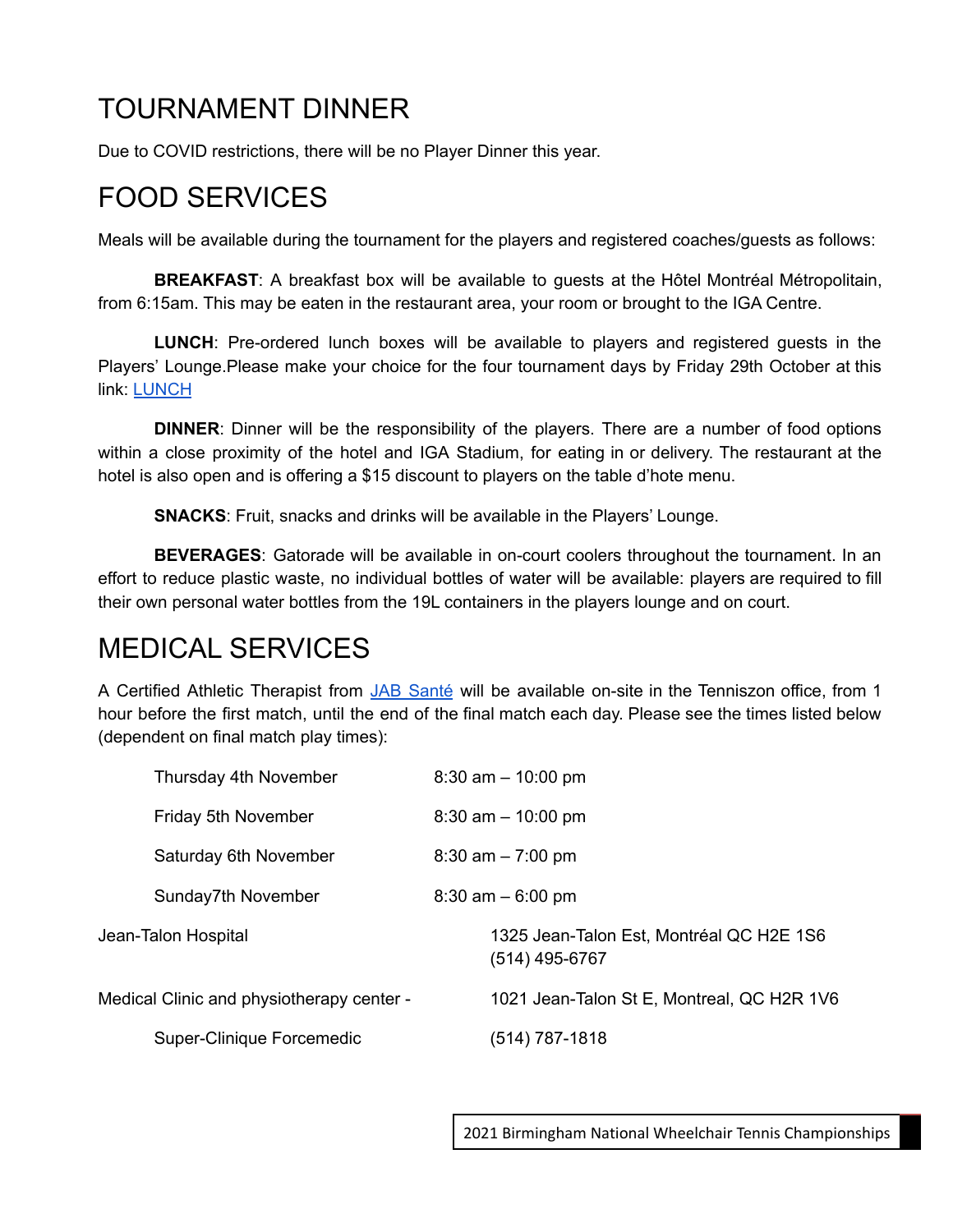# TOURNAMENT DINNER

Due to COVID restrictions, there will be no Player Dinner this year.

# FOOD SERVICES

Meals will be available during the tournament for the players and registered coaches/guests as follows:

**BREAKFAST**: A breakfast box will be available to guests at the Hôtel Montréal Métropolitain, from 6:15am. This may be eaten in the restaurant area, your room or brought to the IGA Centre.

**LUNCH**: Pre-ordered lunch boxes will be available to players and registered guests in the Players' Lounge.Please make your choice for the four tournament days by Friday 29th October at this link: LUNCH

**DINNER**: Dinner will be the responsibility of the players. There are a number of food options within a close proximity of the hotel and IGA Stadium, for eating in or delivery. The restaurant at the hotel is also open and is offering a $15 discount to players on the table d'hote menu.

**SNACKS**: Fruit, snacks and drinks will be available in the Players' Lounge.

**BEVERAGES**: Gatorade will be available in on-court coolers throughout the tournament. In an effort to reduce plastic waste, no individual bottles of water will be available: players are required to fill their own personal water bottles from the 19L containers in the players lounge and on court.

# MEDICAL SERVICES

A Certified Athletic Therapist from JAB Santé will be available on-site in the Tenniszon office, from 1 hour before the first match, until the end of the final match each day. Please see the times listed below (dependent on final match play times):

| | |
|---|---|
| Thursday 4th November | 8:30 am – 10:00 pm |
| Friday 5th November | 8:30 am – 10:00 pm |
| Saturday 6th November | 8:30 am – 7:00 pm |
| Sunday7th November | 8:30 am – 6:00 pm |

| | |
|---|---|
| Jean-Talon Hospital | 1325 Jean-Talon Est, Montréal QC H2E 1S6<br>(514) 495-6767 |
| Medical Clinic and physiotherapy center - Super-Clinique Forcemedic | 1021 Jean-Talon St E, Montreal, QC H2R 1V6<br>(514) 787-1818 |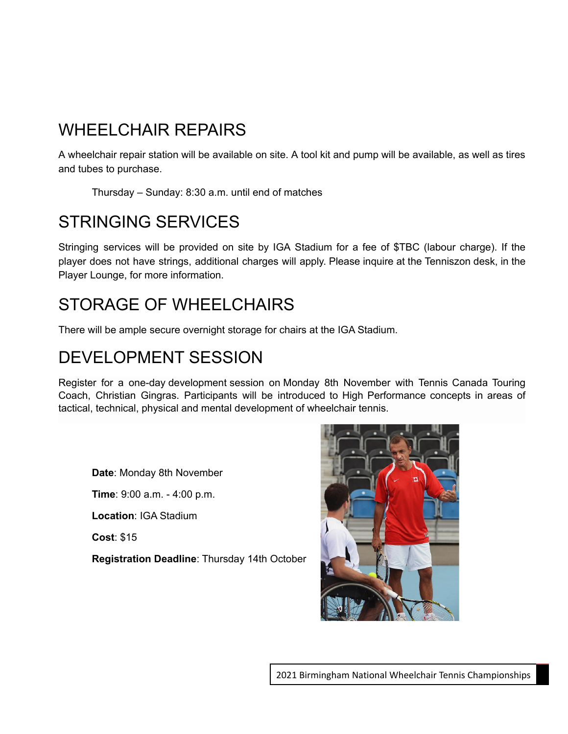## WHEELCHAIR REPAIRS

A wheelchair repair station will be available on site. A tool kit and pump will be available, as well as tires and tubes to purchase.

Thursday – Sunday: 8:30 a.m. until end of matches

## STRINGING SERVICES

Stringing services will be provided on site by IGA Stadium for a fee of $TBC (labour charge). If the player does not have strings, additional charges will apply. Please inquire at the Tenniszon desk, in the Player Lounge, for more information.

## STORAGE OF WHEELCHAIRS

There will be ample secure overnight storage for chairs at the IGA Stadium.

## DEVELOPMENT SESSION

Register for a one-day development session on Monday 8th November with Tennis Canada Touring Coach, Christian Gingras. Participants will be introduced to High Performance concepts in areas of tactical, technical, physical and mental development of wheelchair tennis.

**Date**: Monday 8th November

**Time**: 9:00 a.m. - 4:00 p.m.

**Location**: IGA Stadium

**Cost**: $15

**Registration Deadline**: Thursday 14th October